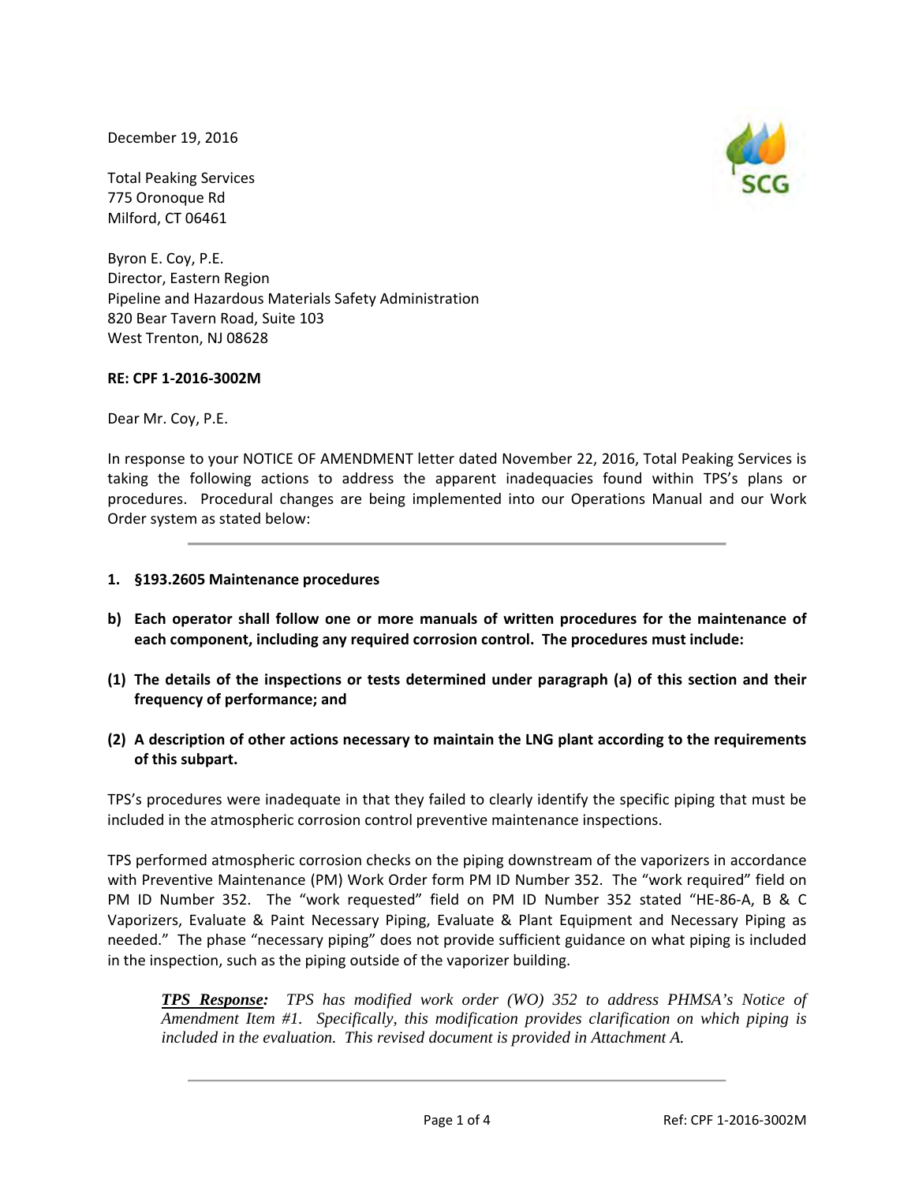December 19, 2016

Total Peaking Services
775 Oronoque Rd
Milford, CT 06461

Byron E. Coy, P.E.
Director, Eastern Region
Pipeline and Hazardous Materials Safety Administration
820 Bear Tavern Road, Suite 103
West Trenton, NJ 08628

**RE: CPF 1-2016-3002M**

Dear Mr. Coy, P.E.

In response to your NOTICE OF AMENDMENT letter dated November 22, 2016, Total Peaking Services is taking the following actions to address the apparent inadequacies found within TPS's plans or procedures. Procedural changes are being implemented into our Operations Manual and our Work Order system as stated below:

---

**1. §193.2605 Maintenance procedures**

**b) Each operator shall follow one or more manuals of written procedures for the maintenance of each component, including any required corrosion control. The procedures must include:**

**(1) The details of the inspections or tests determined under paragraph (a) of this section and their frequency of performance; and**

**(2) A description of other actions necessary to maintain the LNG plant according to the requirements of this subpart.**

TPS's procedures were inadequate in that they failed to clearly identify the specific piping that must be included in the atmospheric corrosion control preventive maintenance inspections.

TPS performed atmospheric corrosion checks on the piping downstream of the vaporizers in accordance with Preventive Maintenance (PM) Work Order form PM ID Number 352. The "work required" field on PM ID Number 352. The "work requested" field on PM ID Number 352 stated "HE-86-A, B & C Vaporizers, Evaluate & Paint Necessary Piping, Evaluate & Plant Equipment and Necessary Piping as needed." The phase "necessary piping" does not provide sufficient guidance on what piping is included in the inspection, such as the piping outside of the vaporizer building.

> ***TPS Response:*** *TPS has modified work order (WO) 352 to address PHMSA's Notice of Amendment Item #1. Specifically, this modification provides clarification on which piping is included in the evaluation. This revised document is provided in Attachment A.*

---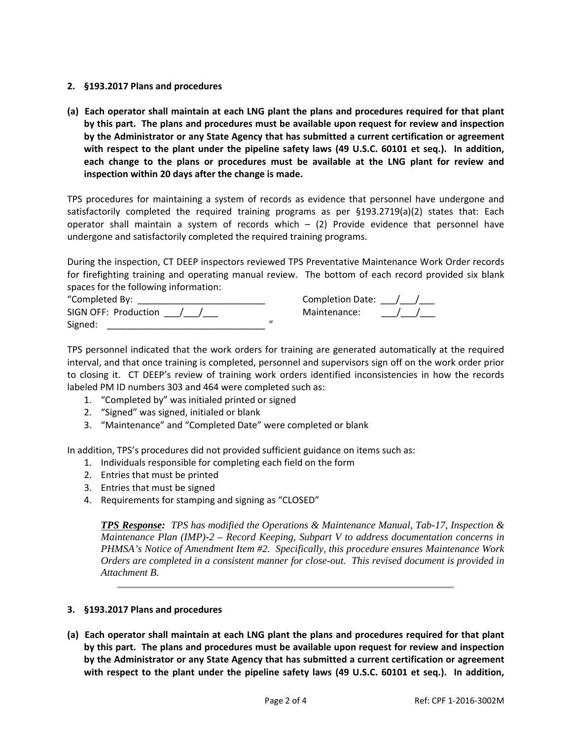**2. §193.2017 Plans and procedures**

**(a) Each operator shall maintain at each LNG plant the plans and procedures required for that plant by this part. The plans and procedures must be available upon request for review and inspection by the Administrator or any State Agency that has submitted a current certification or agreement with respect to the plant under the pipeline safety laws (49 U.S.C. 60101 et seq.). In addition, each change to the plans or procedures must be available at the LNG plant for review and inspection within 20 days after the change is made.**

TPS procedures for maintaining a system of records as evidence that personnel have undergone and satisfactorily completed the required training programs as per §193.2719(a)(2) states that: Each operator shall maintain a system of records which – (2) Provide evidence that personnel have undergone and satisfactorily completed the required training programs.

During the inspection, CT DEEP inspectors reviewed TPS Preventative Maintenance Work Order records for firefighting training and operating manual review. The bottom of each record provided six blank spaces for the following information:

"Completed By: _________________________ Completion Date: ___/___/___
SIGN OFF: Production ___/___/___ Maintenance: ___/___/___
Signed: _______________________________ "

TPS personnel indicated that the work orders for training are generated automatically at the required interval, and that once training is completed, personnel and supervisors sign off on the work order prior to closing it. CT DEEP's review of training work orders identified inconsistencies in how the records labeled PM ID numbers 303 and 464 were completed such as:

1. "Completed by" was initialed printed or signed
2. "Signed" was signed, initialed or blank
3. "Maintenance" and "Completed Date" were completed or blank

In addition, TPS's procedures did not provided sufficient guidance on items such as:

1. Individuals responsible for completing each field on the form
2. Entries that must be printed
3. Entries that must be signed
4. Requirements for stamping and signing as "CLOSED"

> ***TPS Response:*** *TPS has modified the Operations & Maintenance Manual, Tab-17, Inspection & Maintenance Plan (IMP)-2 – Record Keeping, Subpart V to address documentation concerns in PHMSA's Notice of Amendment Item #2. Specifically, this procedure ensures Maintenance Work Orders are completed in a consistent manner for close-out. This revised document is provided in Attachment B.*

---

**3. §193.2017 Plans and procedures**

**(a) Each operator shall maintain at each LNG plant the plans and procedures required for that plant by this part. The plans and procedures must be available upon request for review and inspection by the Administrator or any State Agency that has submitted a current certification or agreement with respect to the plant under the pipeline safety laws (49 U.S.C. 60101 et seq.). In addition,**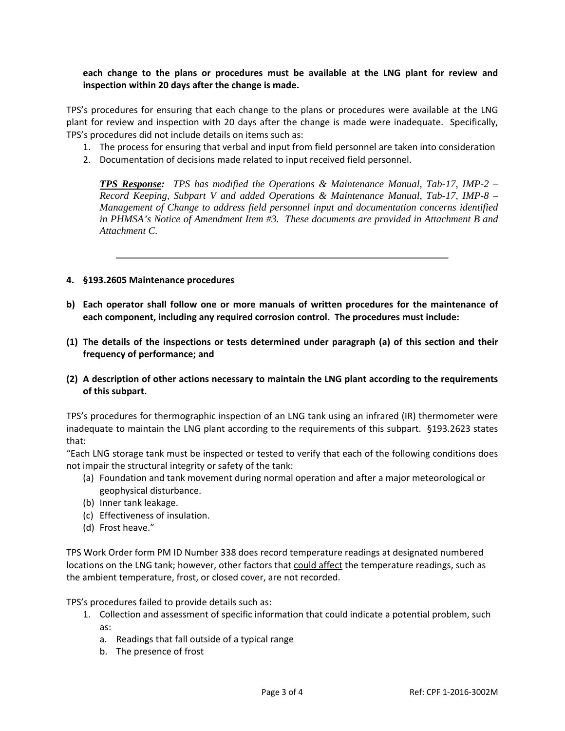**each change to the plans or procedures must be available at the LNG plant for review and inspection within 20 days after the change is made.**

TPS's procedures for ensuring that each change to the plans or procedures were available at the LNG plant for review and inspection with 20 days after the change is made were inadequate. Specifically, TPS's procedures did not include details on items such as:

1. The process for ensuring that verbal and input from field personnel are taken into consideration
2. Documentation of decisions made related to input received field personnel.

> ***TPS Response:*** *TPS has modified the Operations & Maintenance Manual, Tab-17, IMP-2 – Record Keeping, Subpart V and added Operations & Maintenance Manual, Tab-17, IMP-8 – Management of Change to address field personnel input and documentation concerns identified in PHMSA's Notice of Amendment Item #3. These documents are provided in Attachment B and Attachment C.*

---

**4. §193.2605 Maintenance procedures**

**b) Each operator shall follow one or more manuals of written procedures for the maintenance of each component, including any required corrosion control. The procedures must include:**

**(1) The details of the inspections or tests determined under paragraph (a) of this section and their frequency of performance; and**

**(2) A description of other actions necessary to maintain the LNG plant according to the requirements of this subpart.**

TPS's procedures for thermographic inspection of an LNG tank using an infrared (IR) thermometer were inadequate to maintain the LNG plant according to the requirements of this subpart. §193.2623 states that:

"Each LNG storage tank must be inspected or tested to verify that each of the following conditions does not impair the structural integrity or safety of the tank:

(a) Foundation and tank movement during normal operation and after a major meteorological or geophysical disturbance.
(b) Inner tank leakage.
(c) Effectiveness of insulation.
(d) Frost heave."

TPS Work Order form PM ID Number 338 does record temperature readings at designated numbered locations on the LNG tank; however, other factors that <u>could affect</u> the temperature readings, such as the ambient temperature, frost, or closed cover, are not recorded.

TPS's procedures failed to provide details such as:

1. Collection and assessment of specific information that could indicate a potential problem, such as:
   a. Readings that fall outside of a typical range
   b. The presence of frost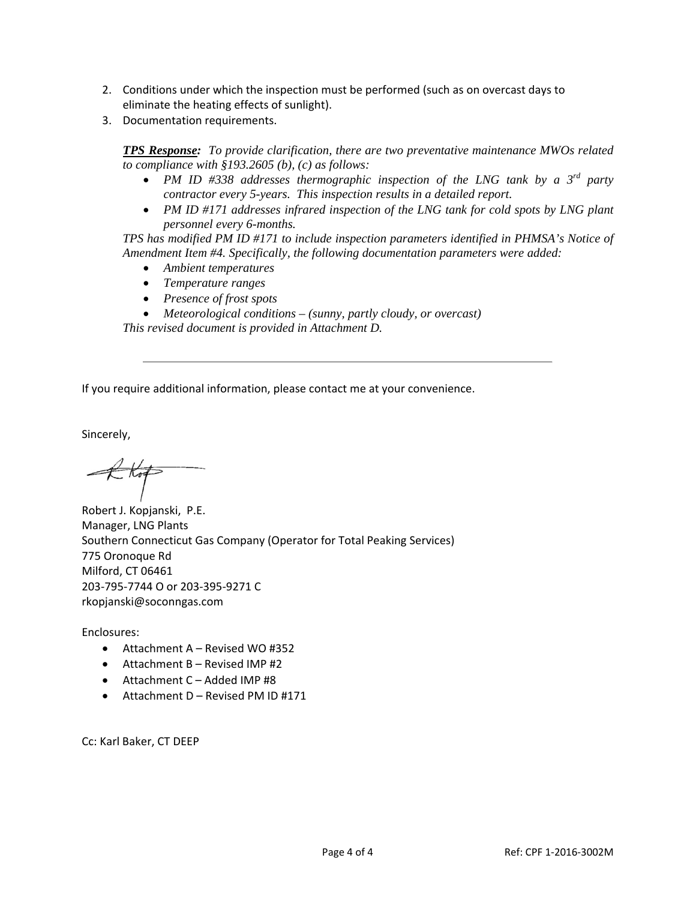2. Conditions under which the inspection must be performed (such as on overcast days to eliminate the heating effects of sunlight).
3. Documentation requirements.

***TPS Response:*** *To provide clarification, there are two preventative maintenance MWOs related to compliance with §193.2605 (b), (c) as follows:*

- *PM ID #338 addresses thermographic inspection of the LNG tank by a 3rd party contractor every 5-years. This inspection results in a detailed report.*
- *PM ID #171 addresses infrared inspection of the LNG tank for cold spots by LNG plant personnel every 6-months.*

*TPS has modified PM ID #171 to include inspection parameters identified in PHMSA's Notice of Amendment Item #4. Specifically, the following documentation parameters were added:*

- *Ambient temperatures*
- *Temperature ranges*
- *Presence of frost spots*
- *Meteorological conditions – (sunny, partly cloudy, or overcast)*

*This revised document is provided in Attachment D.*

---

If you require additional information, please contact me at your convenience.

Sincerely,

Robert J. Kopjanski, P.E.
Manager, LNG Plants
Southern Connecticut Gas Company (Operator for Total Peaking Services)
775 Oronoque Rd
Milford, CT 06461
203-795-7744 O or 203-395-9271 C
rkopjanski@soconngas.com

Enclosures:

- Attachment A – Revised WO #352
- Attachment B – Revised IMP #2
- Attachment C – Added IMP #8
- Attachment D – Revised PM ID #171

Cc: Karl Baker, CT DEEP